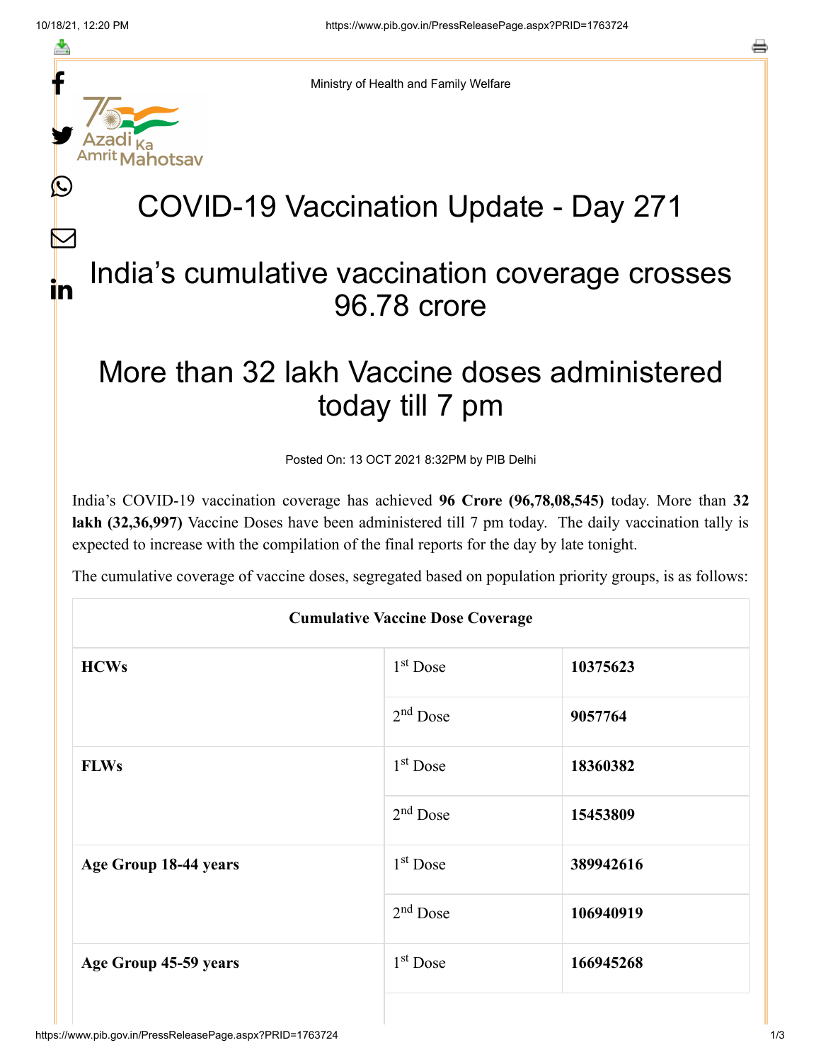Ministry of Health and Family Welfare

# COVID-19 Vaccination Update - Day 271

## India's cumulative vaccination coverage crosses 96.78 crore

## More than 32 lakh Vaccine doses administered today till 7 pm

Posted On: 13 OCT 2021 8:32PM by PIB Delhi

India's COVID-19 vaccination coverage has achieved **96 Crore (96,78,08,545)** today. More than **32 lakh (32,36,997)** Vaccine Doses have been administered till 7 pm today. The daily vaccination tally is expected to increase with the compilation of the final reports for the day by late tonight.

The cumulative coverage of vaccine doses, segregated based on population priority groups, is as follows:

| Cumulative Vaccine Dose Coverage | | |
|---|---|---|
| **HCWs** | 1st Dose | **10375623** |
| | 2nd Dose | **9057764** |
| **FLWs** | 1st Dose | **18360382** |
| | 2nd Dose | **15453809** |
| **Age Group 18-44 years** | 1st Dose | **389942616** |
| | 2nd Dose | **106940919** |
| **Age Group 45-59 years** | 1st Dose | **166945268** |
| | | |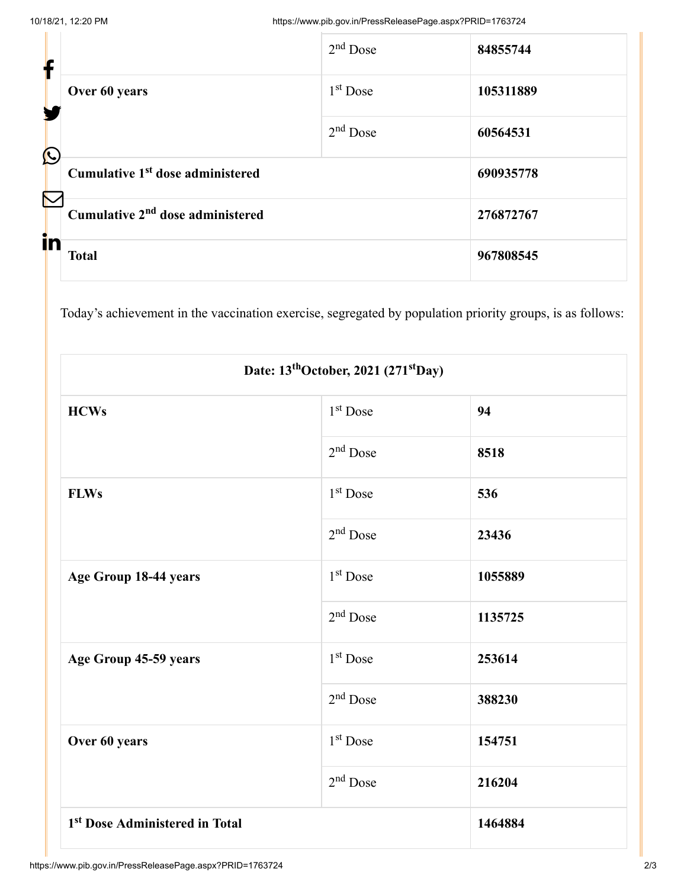| | | |
|---|---|---|
| | 2nd Dose | **84855744** |
| **Over 60 years** | 1st Dose | **105311889** |
| | 2nd Dose | **60564531** |
| **Cumulative 1st dose administered** | | **690935778** |
| **Cumulative 2nd dose administered** | | **276872767** |
| **Total** | | **967808545** |

Today's achievement in the vaccination exercise, segregated by population priority groups, is as follows:

| **Date: 13thOctober, 2021 (271stDay)** | | |
|---|---|---|
| **HCWs** | 1st Dose | **94** |
| | 2nd Dose | **8518** |
| **FLWs** | 1st Dose | **536** |
| | 2nd Dose | **23436** |
| **Age Group 18-44 years** | 1st Dose | **1055889** |
| | 2nd Dose | **1135725** |
| **Age Group 45-59 years** | 1st Dose | **253614** |
| | 2nd Dose | **388230** |
| **Over 60 years** | 1st Dose | **154751** |
| | 2nd Dose | **216204** |
| **1st Dose Administered in Total** | | **1464884** |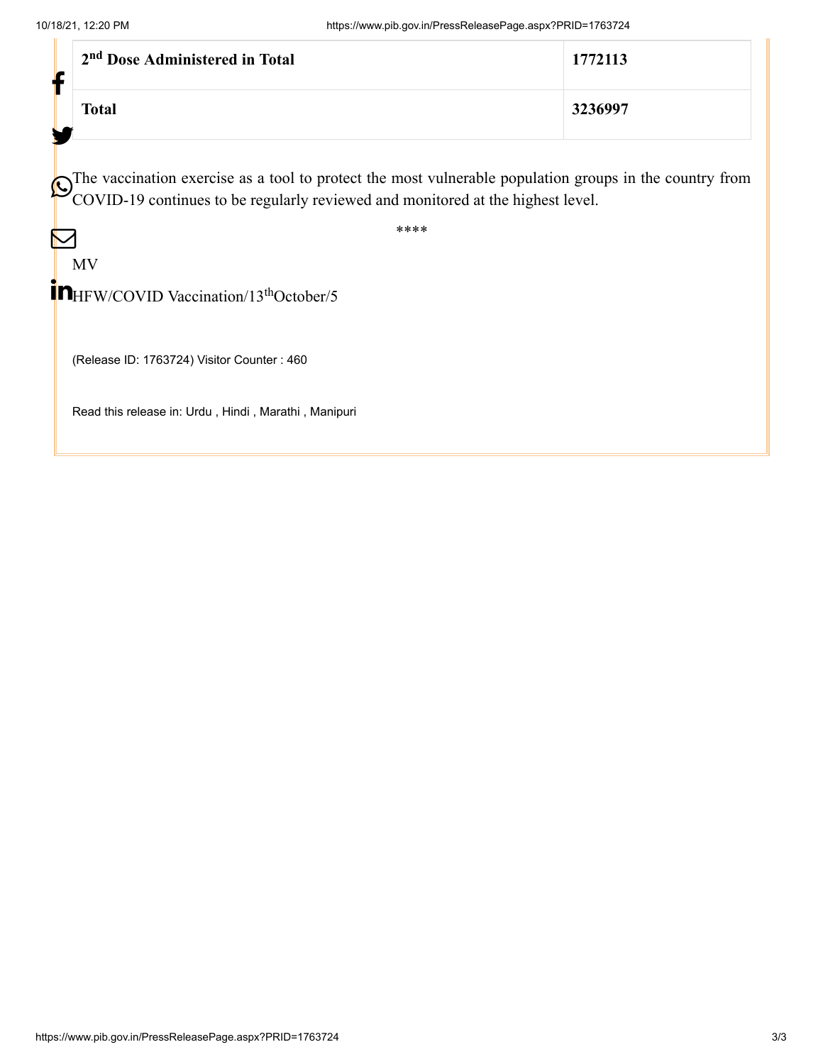| | |
|---|---|
| **$2^{nd}$ Dose Administered in Total** | **1772113** |
| **Total** | **3236997** |

The vaccination exercise as a tool to protect the most vulnerable population groups in the country from COVID-19 continues to be regularly reviewed and monitored at the highest level.

****

MV

HFW/COVID Vaccination/13thOctober/5

(Release ID: 1763724) Visitor Counter : 460

Read this release in: Urdu , Hindi , Marathi , Manipuri